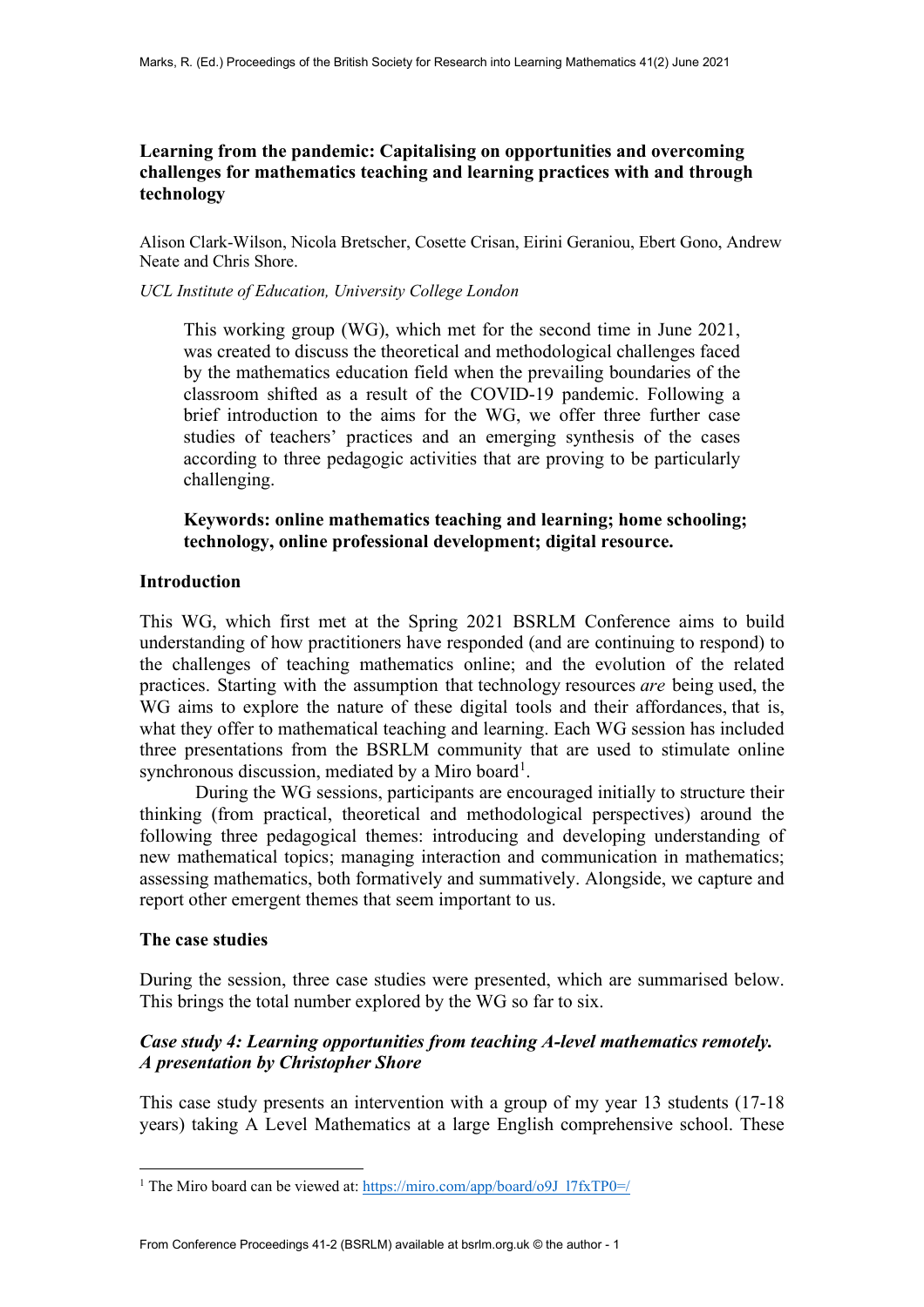# Learning from the pandemic: Capitalising on opportunities and overcoming challenges for mathematics teaching and learning practices with and through technology

Alison Clark-Wilson, Nicola Bretscher, Cosette Crisan, Eirini Geraniou, Ebert Gono, Andrew Neate and Chris Shore.

*UCL Institute of Education, University College London*

> This working group (WG), which met for the second time in June 2021, was created to discuss the theoretical and methodological challenges faced by the mathematics education field when the prevailing boundaries of the classroom shifted as a result of the COVID-19 pandemic. Following a brief introduction to the aims for the WG, we offer three further case studies of teachers' practices and an emerging synthesis of the cases according to three pedagogic activities that are proving to be particularly challenging.
>
> **Keywords: online mathematics teaching and learning; home schooling; technology, online professional development; digital resource.**

## Introduction

This WG, which first met at the Spring 2021 BSRLM Conference aims to build understanding of how practitioners have responded (and are continuing to respond) to the challenges of teaching mathematics online; and the evolution of the related practices. Starting with the assumption that technology resources *are* being used, the WG aims to explore the nature of these digital tools and their affordances, that is, what they offer to mathematical teaching and learning. Each WG session has included three presentations from the BSRLM community that are used to stimulate online synchronous discussion, mediated by a Miro board[1].

During the WG sessions, participants are encouraged initially to structure their thinking (from practical, theoretical and methodological perspectives) around the following three pedagogical themes: introducing and developing understanding of new mathematical topics; managing interaction and communication in mathematics; assessing mathematics, both formatively and summatively. Alongside, we capture and report other emergent themes that seem important to us.

## The case studies

During the session, three case studies were presented, which are summarised below. This brings the total number explored by the WG so far to six.

### *Case study 4: Learning opportunities from teaching A-level mathematics remotely. A presentation by Christopher Shore*

This case study presents an intervention with a group of my year 13 students (17-18 years) taking A Level Mathematics at a large English comprehensive school. These

[1] The Miro board can be viewed at: https://miro.com/app/board/o9J_l7fxTP0=/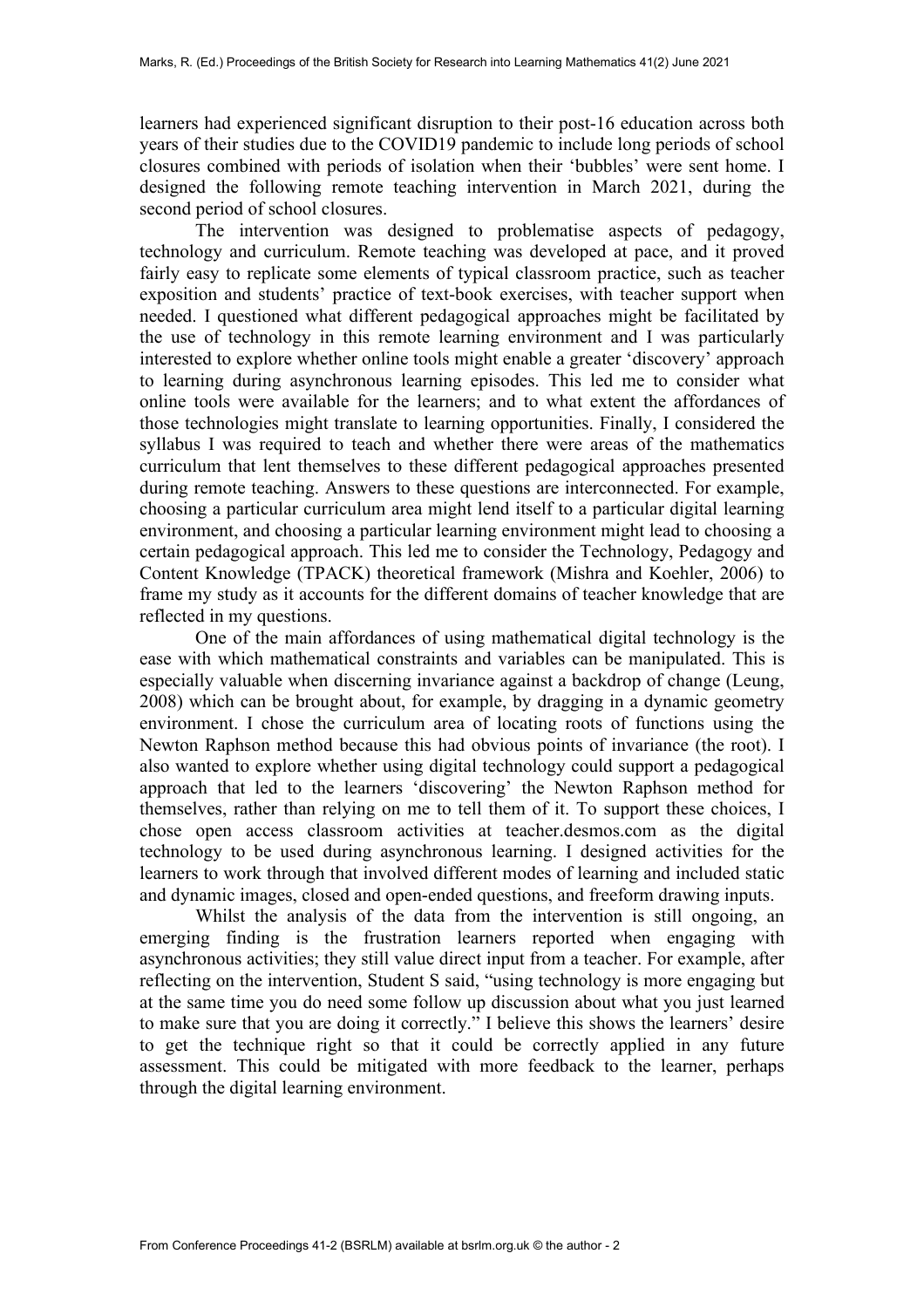learners had experienced significant disruption to their post-16 education across both years of their studies due to the COVID19 pandemic to include long periods of school closures combined with periods of isolation when their 'bubbles' were sent home. I designed the following remote teaching intervention in March 2021, during the second period of school closures.

The intervention was designed to problematise aspects of pedagogy, technology and curriculum. Remote teaching was developed at pace, and it proved fairly easy to replicate some elements of typical classroom practice, such as teacher exposition and students' practice of text-book exercises, with teacher support when needed. I questioned what different pedagogical approaches might be facilitated by the use of technology in this remote learning environment and I was particularly interested to explore whether online tools might enable a greater 'discovery' approach to learning during asynchronous learning episodes. This led me to consider what online tools were available for the learners; and to what extent the affordances of those technologies might translate to learning opportunities. Finally, I considered the syllabus I was required to teach and whether there were areas of the mathematics curriculum that lent themselves to these different pedagogical approaches presented during remote teaching. Answers to these questions are interconnected. For example, choosing a particular curriculum area might lend itself to a particular digital learning environment, and choosing a particular learning environment might lead to choosing a certain pedagogical approach. This led me to consider the Technology, Pedagogy and Content Knowledge (TPACK) theoretical framework (Mishra and Koehler, 2006) to frame my study as it accounts for the different domains of teacher knowledge that are reflected in my questions.

One of the main affordances of using mathematical digital technology is the ease with which mathematical constraints and variables can be manipulated. This is especially valuable when discerning invariance against a backdrop of change (Leung, 2008) which can be brought about, for example, by dragging in a dynamic geometry environment. I chose the curriculum area of locating roots of functions using the Newton Raphson method because this had obvious points of invariance (the root). I also wanted to explore whether using digital technology could support a pedagogical approach that led to the learners 'discovering' the Newton Raphson method for themselves, rather than relying on me to tell them of it. To support these choices, I chose open access classroom activities at teacher.desmos.com as the digital technology to be used during asynchronous learning. I designed activities for the learners to work through that involved different modes of learning and included static and dynamic images, closed and open-ended questions, and freeform drawing inputs.

Whilst the analysis of the data from the intervention is still ongoing, an emerging finding is the frustration learners reported when engaging with asynchronous activities; they still value direct input from a teacher. For example, after reflecting on the intervention, Student S said, "using technology is more engaging but at the same time you do need some follow up discussion about what you just learned to make sure that you are doing it correctly." I believe this shows the learners' desire to get the technique right so that it could be correctly applied in any future assessment. This could be mitigated with more feedback to the learner, perhaps through the digital learning environment.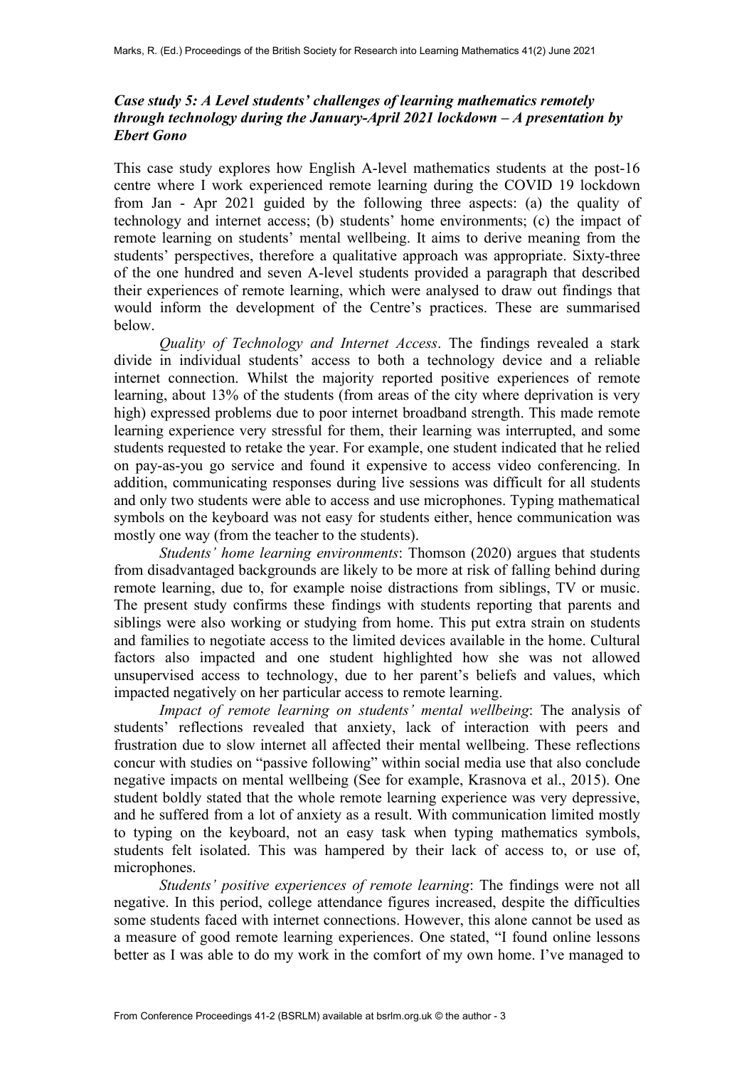### *Case study 5: A Level students' challenges of learning mathematics remotely through technology during the January-April 2021 lockdown – A presentation by Ebert Gono*

This case study explores how English A-level mathematics students at the post-16 centre where I work experienced remote learning during the COVID 19 lockdown from Jan - Apr 2021 guided by the following three aspects: (a) the quality of technology and internet access; (b) students' home environments; (c) the impact of remote learning on students' mental wellbeing. It aims to derive meaning from the students' perspectives, therefore a qualitative approach was appropriate. Sixty-three of the one hundred and seven A-level students provided a paragraph that described their experiences of remote learning, which were analysed to draw out findings that would inform the development of the Centre's practices. These are summarised below.

*Quality of Technology and Internet Access*. The findings revealed a stark divide in individual students' access to both a technology device and a reliable internet connection. Whilst the majority reported positive experiences of remote learning, about 13% of the students (from areas of the city where deprivation is very high) expressed problems due to poor internet broadband strength. This made remote learning experience very stressful for them, their learning was interrupted, and some students requested to retake the year. For example, one student indicated that he relied on pay-as-you go service and found it expensive to access video conferencing. In addition, communicating responses during live sessions was difficult for all students and only two students were able to access and use microphones. Typing mathematical symbols on the keyboard was not easy for students either, hence communication was mostly one way (from the teacher to the students).

*Students' home learning environments*: Thomson (2020) argues that students from disadvantaged backgrounds are likely to be more at risk of falling behind during remote learning, due to, for example noise distractions from siblings, TV or music. The present study confirms these findings with students reporting that parents and siblings were also working or studying from home. This put extra strain on students and families to negotiate access to the limited devices available in the home. Cultural factors also impacted and one student highlighted how she was not allowed unsupervised access to technology, due to her parent's beliefs and values, which impacted negatively on her particular access to remote learning.

*Impact of remote learning on students' mental wellbeing*: The analysis of students' reflections revealed that anxiety, lack of interaction with peers and frustration due to slow internet all affected their mental wellbeing. These reflections concur with studies on "passive following" within social media use that also conclude negative impacts on mental wellbeing (See for example, Krasnova et al., 2015). One student boldly stated that the whole remote learning experience was very depressive, and he suffered from a lot of anxiety as a result. With communication limited mostly to typing on the keyboard, not an easy task when typing mathematics symbols, students felt isolated. This was hampered by their lack of access to, or use of, microphones.

*Students' positive experiences of remote learning*: The findings were not all negative. In this period, college attendance figures increased, despite the difficulties some students faced with internet connections. However, this alone cannot be used as a measure of good remote learning experiences. One stated, "I found online lessons better as I was able to do my work in the comfort of my own home. I've managed to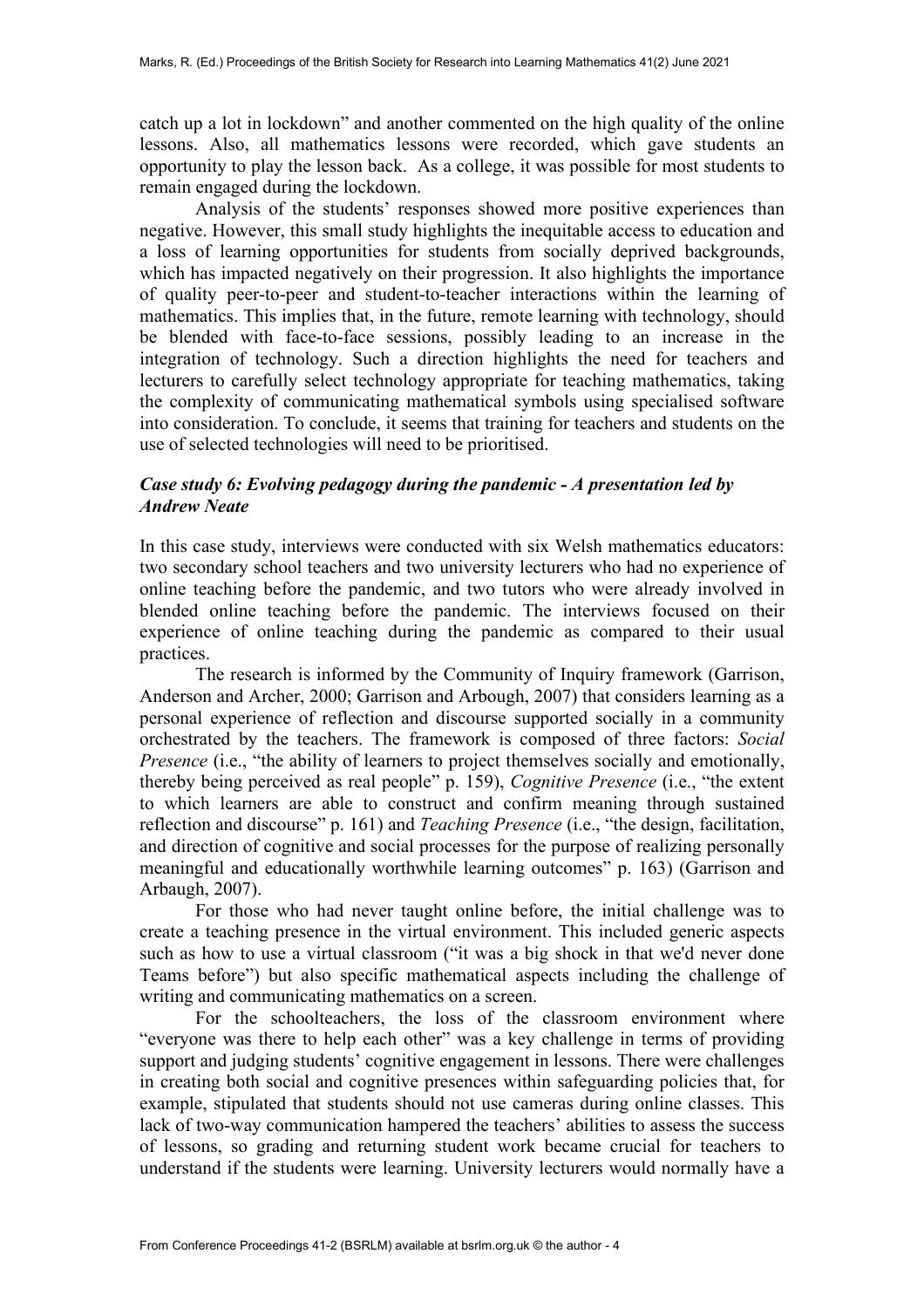catch up a lot in lockdown" and another commented on the high quality of the online lessons. Also, all mathematics lessons were recorded, which gave students an opportunity to play the lesson back. As a college, it was possible for most students to remain engaged during the lockdown.

Analysis of the students' responses showed more positive experiences than negative. However, this small study highlights the inequitable access to education and a loss of learning opportunities for students from socially deprived backgrounds, which has impacted negatively on their progression. It also highlights the importance of quality peer-to-peer and student-to-teacher interactions within the learning of mathematics. This implies that, in the future, remote learning with technology, should be blended with face-to-face sessions, possibly leading to an increase in the integration of technology. Such a direction highlights the need for teachers and lecturers to carefully select technology appropriate for teaching mathematics, taking the complexity of communicating mathematical symbols using specialised software into consideration. To conclude, it seems that training for teachers and students on the use of selected technologies will need to be prioritised.

### *Case study 6: Evolving pedagogy during the pandemic - A presentation led by Andrew Neate*

In this case study, interviews were conducted with six Welsh mathematics educators: two secondary school teachers and two university lecturers who had no experience of online teaching before the pandemic, and two tutors who were already involved in blended online teaching before the pandemic. The interviews focused on their experience of online teaching during the pandemic as compared to their usual practices.

The research is informed by the Community of Inquiry framework (Garrison, Anderson and Archer, 2000; Garrison and Arbough, 2007) that considers learning as a personal experience of reflection and discourse supported socially in a community orchestrated by the teachers. The framework is composed of three factors: *Social Presence* (i.e., "the ability of learners to project themselves socially and emotionally, thereby being perceived as real people" p. 159), *Cognitive Presence* (i.e., "the extent to which learners are able to construct and confirm meaning through sustained reflection and discourse" p. 161) and *Teaching Presence* (i.e., "the design, facilitation, and direction of cognitive and social processes for the purpose of realizing personally meaningful and educationally worthwhile learning outcomes" p. 163) (Garrison and Arbaugh, 2007).

For those who had never taught online before, the initial challenge was to create a teaching presence in the virtual environment. This included generic aspects such as how to use a virtual classroom ("it was a big shock in that we'd never done Teams before") but also specific mathematical aspects including the challenge of writing and communicating mathematics on a screen.

For the schoolteachers, the loss of the classroom environment where "everyone was there to help each other" was a key challenge in terms of providing support and judging students' cognitive engagement in lessons. There were challenges in creating both social and cognitive presences within safeguarding policies that, for example, stipulated that students should not use cameras during online classes. This lack of two-way communication hampered the teachers' abilities to assess the success of lessons, so grading and returning student work became crucial for teachers to understand if the students were learning. University lecturers would normally have a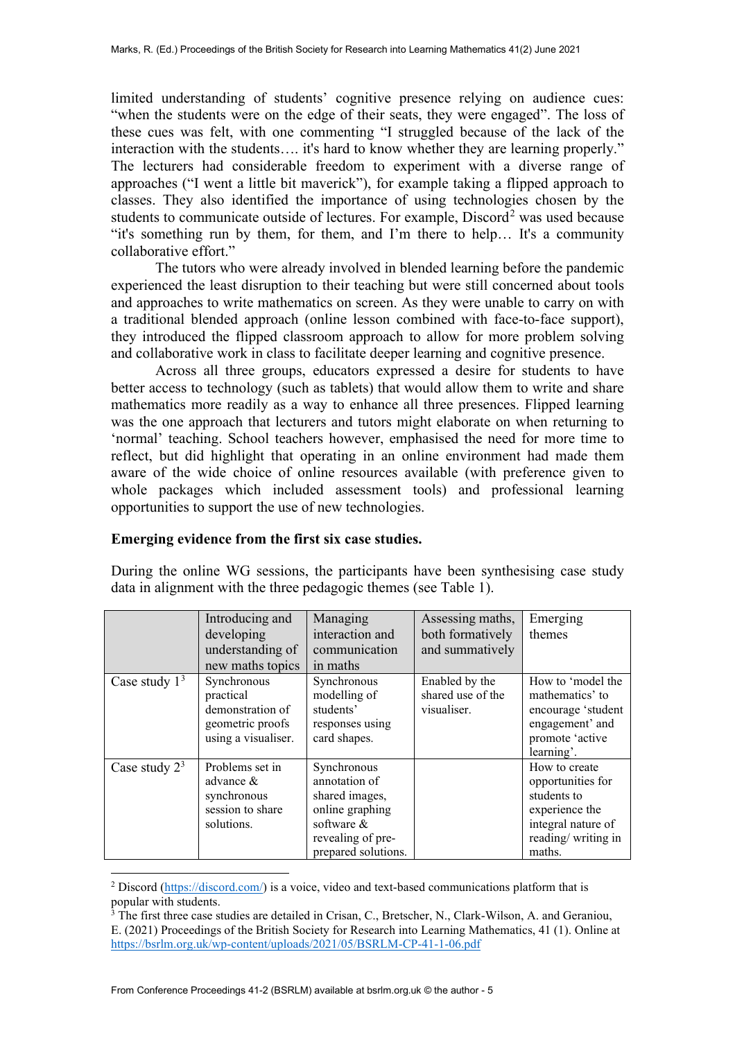limited understanding of students' cognitive presence relying on audience cues: "when the students were on the edge of their seats, they were engaged". The loss of these cues was felt, with one commenting "I struggled because of the lack of the interaction with the students…. it's hard to know whether they are learning properly." The lecturers had considerable freedom to experiment with a diverse range of approaches ("I went a little bit maverick"), for example taking a flipped approach to classes. They also identified the importance of using technologies chosen by the students to communicate outside of lectures. For example, Discord[2] was used because "it's something run by them, for them, and I'm there to help… It's a community collaborative effort."

The tutors who were already involved in blended learning before the pandemic experienced the least disruption to their teaching but were still concerned about tools and approaches to write mathematics on screen. As they were unable to carry on with a traditional blended approach (online lesson combined with face-to-face support), they introduced the flipped classroom approach to allow for more problem solving and collaborative work in class to facilitate deeper learning and cognitive presence.

Across all three groups, educators expressed a desire for students to have better access to technology (such as tablets) that would allow them to write and share mathematics more readily as a way to enhance all three presences. Flipped learning was the one approach that lecturers and tutors might elaborate on when returning to 'normal' teaching. School teachers however, emphasised the need for more time to reflect, but did highlight that operating in an online environment had made them aware of the wide choice of online resources available (with preference given to whole packages which included assessment tools) and professional learning opportunities to support the use of new technologies.

**Emerging evidence from the first six case studies.**

During the online WG sessions, the participants have been synthesising case study data in alignment with the three pedagogic themes (see Table 1).

| | Introducing and developing understanding of new maths topics | Managing interaction and communication in maths | Assessing maths, both formatively and summatively | Emerging themes |
|---|---|---|---|---|
| Case study 1[3] | Synchronous practical demonstration of geometric proofs using a visualiser. | Synchronous modelling of students' responses using card shapes. | Enabled by the shared use of the visualiser. | How to 'model the mathematics' to encourage 'student engagement' and promote 'active learning'. |
| Case study 2[3] | Problems set in advance & synchronous session to share solutions. | Synchronous annotation of shared images, online graphing software & revealing of pre-prepared solutions. | | How to create opportunities for students to experience the integral nature of reading/ writing in maths. |

[2] Discord (https://discord.com/) is a voice, video and text-based communications platform that is popular with students.

[3] The first three case studies are detailed in Crisan, C., Bretscher, N., Clark-Wilson, A. and Geraniou, E. (2021) Proceedings of the British Society for Research into Learning Mathematics, 41 (1). Online at https://bsrlm.org.uk/wp-content/uploads/2021/05/BSRLM-CP-41-1-06.pdf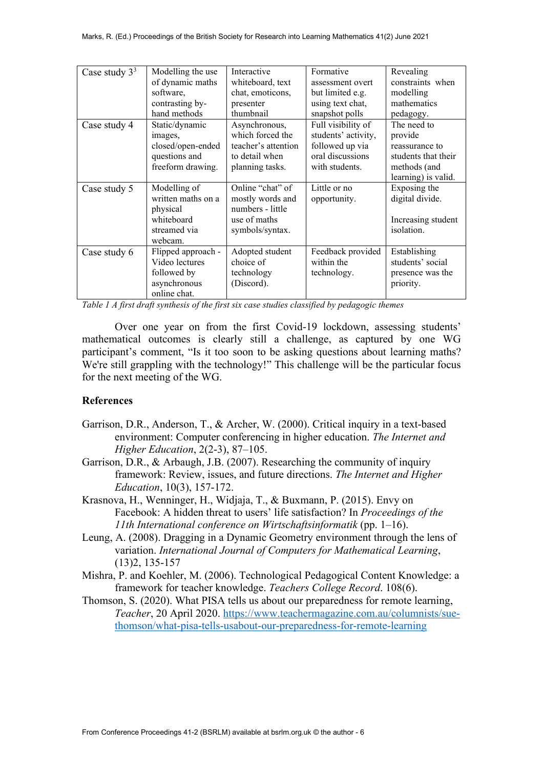| | | | | |
|---|---|---|---|---|
| Case study 3[3] | Modelling the use of dynamic maths software, contrasting by-hand methods | Interactive whiteboard, text chat, emoticons, presenter thumbnail | Formative assessment overt but limited e.g. using text chat, snapshot polls | Revealing constraints when modelling mathematics pedagogy. |
| Case study 4 | Static/dynamic images, closed/open-ended questions and freeform drawing. | Asynchronous, which forced the teacher's attention to detail when planning tasks. | Full visibility of students' activity, followed up via oral discussions with students. | The need to provide reassurance to students that their methods (and learning) is valid. |
| Case study 5 | Modelling of written maths on a physical whiteboard streamed via webcam. | Online "chat" of mostly words and numbers - little use of maths symbols/syntax. | Little or no opportunity. | Exposing the digital divide.<br><br>Increasing student isolation. |
| Case study 6 | Flipped approach - Video lectures followed by asynchronous online chat. | Adopted student choice of technology (Discord). | Feedback provided within the technology. | Establishing students' social presence was the priority. |

*Table 1 A first draft synthesis of the first six case studies classified by pedagogic themes*

Over one year on from the first Covid-19 lockdown, assessing students' mathematical outcomes is clearly still a challenge, as captured by one WG participant's comment, "Is it too soon to be asking questions about learning maths? We're still grappling with the technology!" This challenge will be the particular focus for the next meeting of the WG.

## References

Garrison, D.R., Anderson, T., & Archer, W. (2000). Critical inquiry in a text-based environment: Computer conferencing in higher education. *The Internet and Higher Education*, 2(2-3), 87–105.

Garrison, D.R., & Arbaugh, J.B. (2007). Researching the community of inquiry framework: Review, issues, and future directions. *The Internet and Higher Education*, 10(3), 157-172.

Krasnova, H., Wenninger, H., Widjaja, T., & Buxmann, P. (2015). Envy on Facebook: A hidden threat to users' life satisfaction? In *Proceedings of the 11th International conference on Wirtschaftsinformatik* (pp. 1–16).

Leung, A. (2008). Dragging in a Dynamic Geometry environment through the lens of variation. *International Journal of Computers for Mathematical Learning*, (13)2, 135-157

Mishra, P. and Koehler, M. (2006). Technological Pedagogical Content Knowledge: a framework for teacher knowledge. *Teachers College Record*. 108(6).

Thomson, S. (2020). What PISA tells us about our preparedness for remote learning, *Teacher*, 20 April 2020. https://www.teachermagazine.com.au/columnists/sue-thomson/what-pisa-tells-usabout-our-preparedness-for-remote-learning